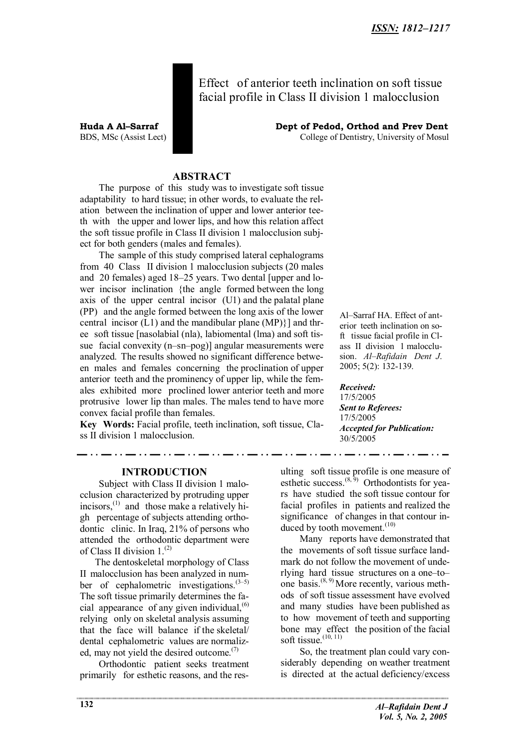ISSN: 1812–1217

# Effect of anterior teeth inclination on soft tissue facial profile in Class II division 1 malocclusion

**Huda A Al–Sarraf**
BS, MSc (Assist Lect)

**Dept of Pedod, Orthod and Prev Dent**
College of Dentistry, University of Mosul

## ABSTRACT

The purpose of this study was to investigate soft tissue adaptability to hard tissue; in other words, to evaluate the relation between the inclination of upper and lower anterior teeth with the upper and lower lips, and how this relation affect the soft tissue profile in Class II division 1 malocclusion subject for both genders (males and females).

The sample of this study comprised lateral cephalograms from 40 Class II division 1 malocclusion subjects (20 males and 20 females) aged 18–25 years. Two dental [upper and lower incisor inclination {the angle formed between the long axis of the upper central incisor (U1) and the palatal plane (PP) and the angle formed between the long axis of the lower central incisor (L1) and the mandibular plane (MP)}] and three soft tissue [nasolabial (nla), labiomental (lma) and soft tissue facial convexity (n–sn–pog)] angular measurements were analyzed. The results showed no significant difference between males and females concerning the proclination of upper anterior teeth and the prominency of upper lip, while the females exhibited more proclined lower anterior teeth and more protrusive lower lip than males. The males tend to have more convex facial profile than females.

**Key Words:** Facial profile, teeth inclination, soft tissue, Class II division 1 malocclusion.

Al–Sarraf HA. Effect of anterior teeth inclination on soft tissue facial profile in Class II division 1 malocclusion. *Al–Rafidain Dent J.* 2005; 5(2): 132-139.

***Received:*** 17/5/2005
***Sent to Referees:*** 17/5/2005
***Accepted for Publication:*** 30/5/2005

## INTRODUCTION

Subject with Class II division 1 malocclusion characterized by protruding upper incisors,[1] and those make a relatively high percentage of subjects attending orthodontic clinic. In Iraq, 21% of persons who attended the orthodontic department were of Class II division 1.[2]

The dentoskeletal morphology of Class II malocclusion has been analyzed in number of cephalometric investigations.[3–5] The soft tissue primarily determines the facial appearance of any given individual,[6] relying only on skeletal analysis assuming that the face will balance if the skeletal/dental cephalometric values are normalized, may not yield the desired outcome.[7]

Orthodontic patient seeks treatment primarily for esthetic reasons, and the resulting soft tissue profile is one measure of esthetic success.[8, 9] Orthodontists for years have studied the soft tissue contour for facial profiles in patients and realized the significance of changes in that contour induced by tooth movement.[10]

Many reports have demonstrated that the movements of soft tissue surface landmark do not follow the movement of underlying hard tissue structures on a one–to–one basis.[8, 9] More recently, various methods of soft tissue assessment have evolved and many studies have been published as to how movement of teeth and supporting bone may effect the position of the facial soft tissue.[10, 11]

So, the treatment plan could vary considerably depending on weather treatment is directed at the actual deficiency/excess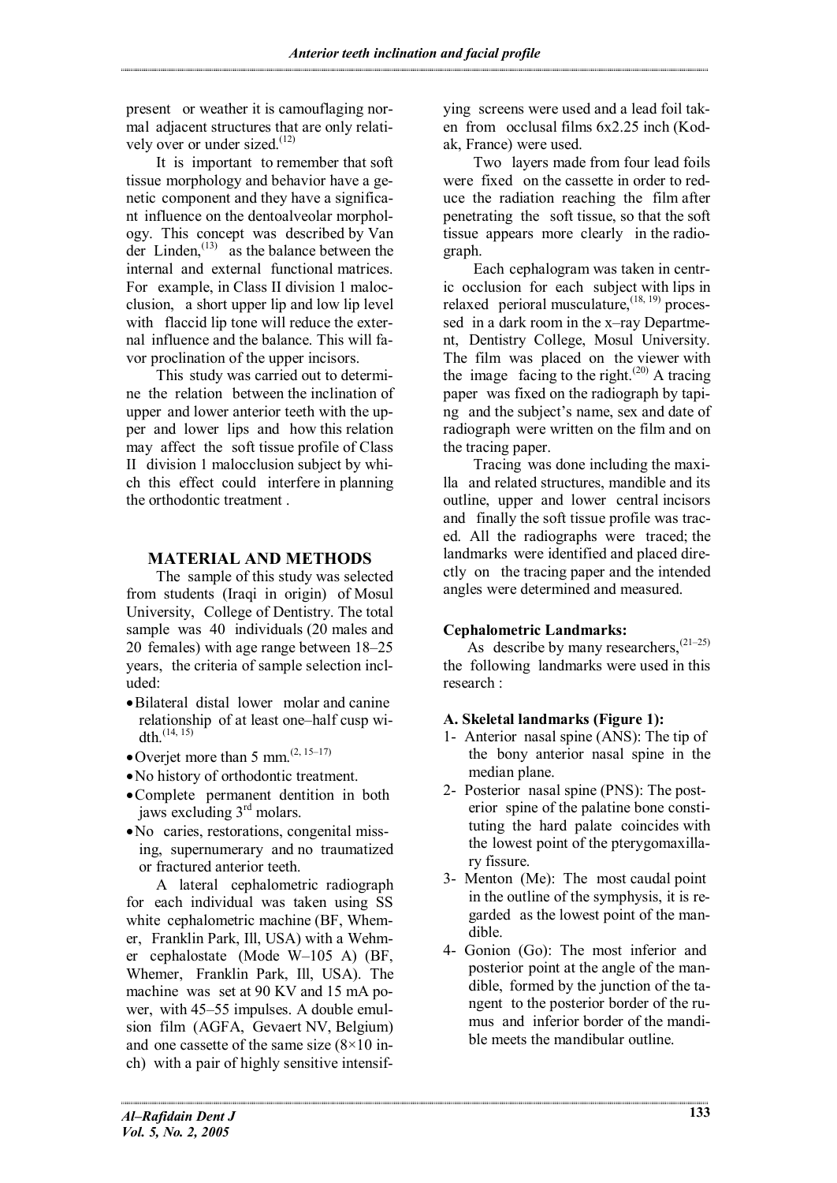present or weather it is camouflaging normal adjacent structures that are only relatively over or under sized.[12]

It is important to remember that soft tissue morphology and behavior have a genetic component and they have a significant influence on the dentoalveolar morphology. This concept was described by Van der Linden,[13] as the balance between the internal and external functional matrices. For example, in Class II division 1 malocclusion, a short upper lip and low lip level with flaccid lip tone will reduce the external influence and the balance. This will favor proclination of the upper incisors.

This study was carried out to determine the relation between the inclination of upper and lower anterior teeth with the upper and lower lips and how this relation may affect the soft tissue profile of Class II division 1 malocclusion subject by which this effect could interfere in planning the orthodontic treatment .

## MATERIAL AND METHODS

The sample of this study was selected from students (Iraqi in origin) of Mosul University, College of Dentistry. The total sample was 40 individuals (20 males and 20 females) with age range between 18–25 years, the criteria of sample selection included:

- Bilateral distal lower molar and canine relationship of at least one–half cusp width.[14, 15]
- Overjet more than 5 mm.[2, 15–17]
- No history of orthodontic treatment.
- Complete permanent dentition in both jaws excluding 3rd molars.
- No caries, restorations, congenital missing, supernumerary and no traumatized or fractured anterior teeth.

A lateral cephalometric radiograph for each individual was taken using SS white cephalometric machine (BF, Whemer, Franklin Park, Ill, USA) with a Wehmer cephalostate (Mode W–105 A) (BF, Whemer, Franklin Park, Ill, USA). The machine was set at 90 KV and 15 mA power, with 45–55 impulses. A double emulsion film (AGFA, Gevaert NV, Belgium) and one cassette of the same size (8×10 inch) with a pair of highly sensitive intensifying screens were used and a lead foil taken from occlusal films 6x2.25 inch (Kodak, France) were used.

Two layers made from four lead foils were fixed on the cassette in order to reduce the radiation reaching the film after penetrating the soft tissue, so that the soft tissue appears more clearly in the radiograph.

Each cephalogram was taken in centric occlusion for each subject with lips in relaxed perioral musculature,[18, 19] processed in a dark room in the x–ray Department, Dentistry College, Mosul University. The film was placed on the viewer with the image facing to the right.[20] A tracing paper was fixed on the radiograph by taping and the subject's name, sex and date of radiograph were written on the film and on the tracing paper.

Tracing was done including the maxilla and related structures, mandible and its outline, upper and lower central incisors and finally the soft tissue profile was traced. All the radiographs were traced; the landmarks were identified and placed directly on the tracing paper and the intended angles were determined and measured.

### Cephalometric Landmarks:

As describe by many researchers,[21–25] the following landmarks were used in this research :

#### A. Skeletal landmarks (Figure 1):

1- Anterior nasal spine (ANS): The tip of the bony anterior nasal spine in the median plane.

2- Posterior nasal spine (PNS): The posterior spine of the palatine bone constituting the hard palate coincides with the lowest point of the pterygomaxillary fissure.

3- Menton (Me): The most caudal point in the outline of the symphysis, it is regarded as the lowest point of the mandible.

4- Gonion (Go): The most inferior and posterior point at the angle of the mandible, formed by the junction of the tangent to the posterior border of the rumus and inferior border of the mandible meets the mandibular outline.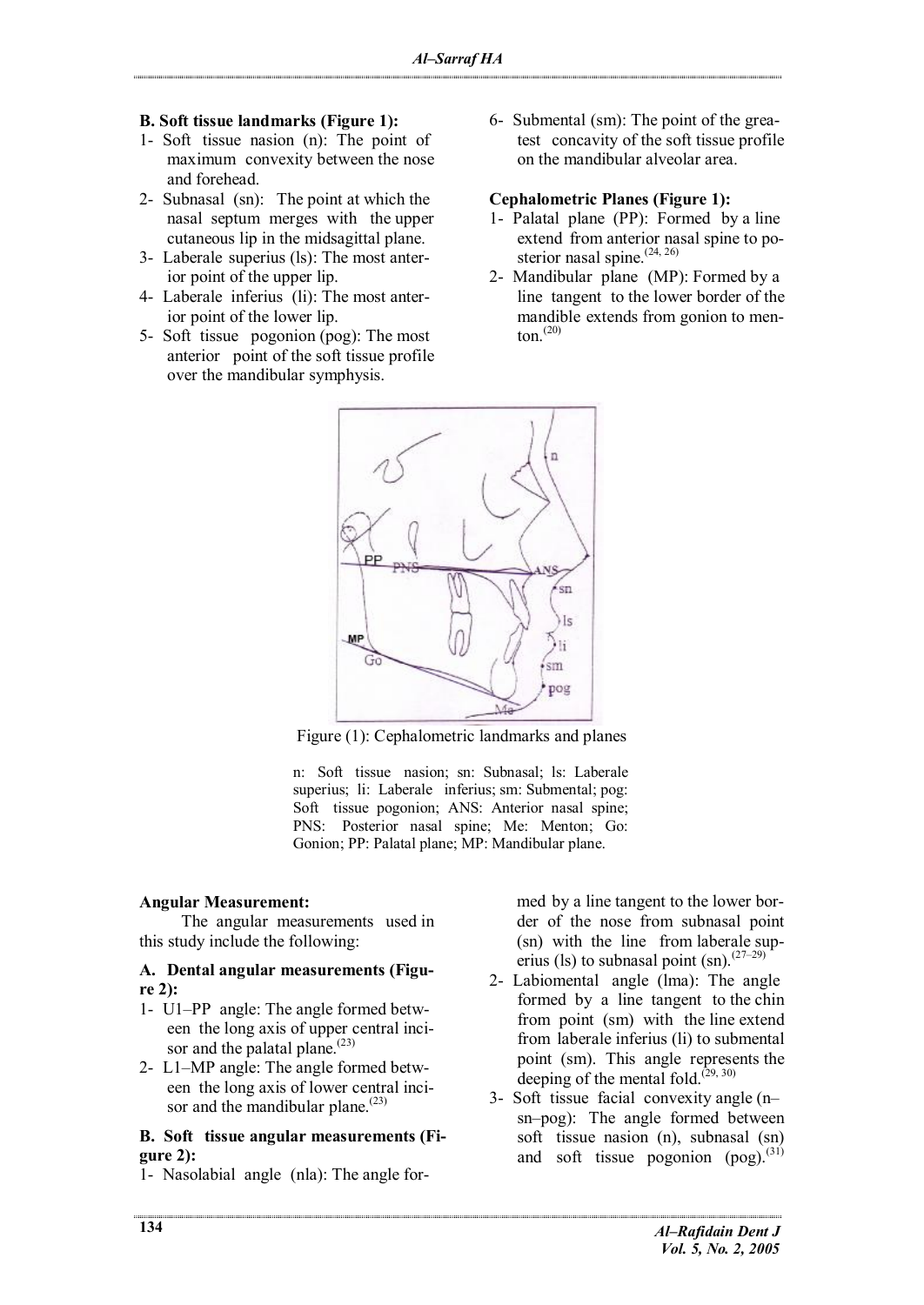**B. Soft tissue landmarks (Figure 1):**

1- Soft tissue nasion (n): The point of maximum convexity between the nose and forehead.
2- Subnasal (sn): The point at which the nasal septum merges with the upper cutaneous lip in the midsagittal plane.
3- Laberale superius (ls): The most anterior point of the upper lip.
4- Laberale inferius (li): The most anterior point of the lower lip.
5- Soft tissue pogonion (pog): The most anterior point of the soft tissue profile over the mandibular symphysis.
6- Submental (sm): The point of the greatest concavity of the soft tissue profile on the mandibular alveolar area.

**Cephalometric Planes (Figure 1):**

1- Palatal plane (PP): Formed by a line extend from anterior nasal spine to posterior nasal spine.[24, 26]
2- Mandibular plane (MP): Formed by a line tangent to the lower border of the mandible extends from gonion to menton.[20]

Figure (1): Cephalometric landmarks and planes

n: Soft tissue nasion; sn: Subnasal; ls: Laberale superius; li: Laberale inferius; sm: Submental; pog: Soft tissue pogonion; ANS: Anterior nasal spine; PNS: Posterior nasal spine; Me: Menton; Go: Gonion; PP: Palatal plane; MP: Mandibular plane.

**Angular Measurement:**

The angular measurements used in this study include the following:

**A. Dental angular measurements (Figure 2):**

1- U1–PP angle: The angle formed between the long axis of upper central incisor and the palatal plane.[23]
2- L1–MP angle: The angle formed between the long axis of lower central incisor and the mandibular plane.[23]

**B. Soft tissue angular measurements (Figure 2):**

1- Nasolabial angle (nla): The angle formed by a line tangent to the lower border of the nose from subnasal point (sn) with the line from laberale superius (ls) to subnasal point (sn).[27–29]
2- Labiomental angle (lma): The angle formed by a line tangent to the chin from point (sm) with the line extend from laberale inferius (li) to submental point (sm). This angle represents the deeping of the mental fold.[29, 30]
3- Soft tissue facial convexity angle (n–sn–pog): The angle formed between soft tissue nasion (n), subnasal (sn) and soft tissue pogonion (pog).[31]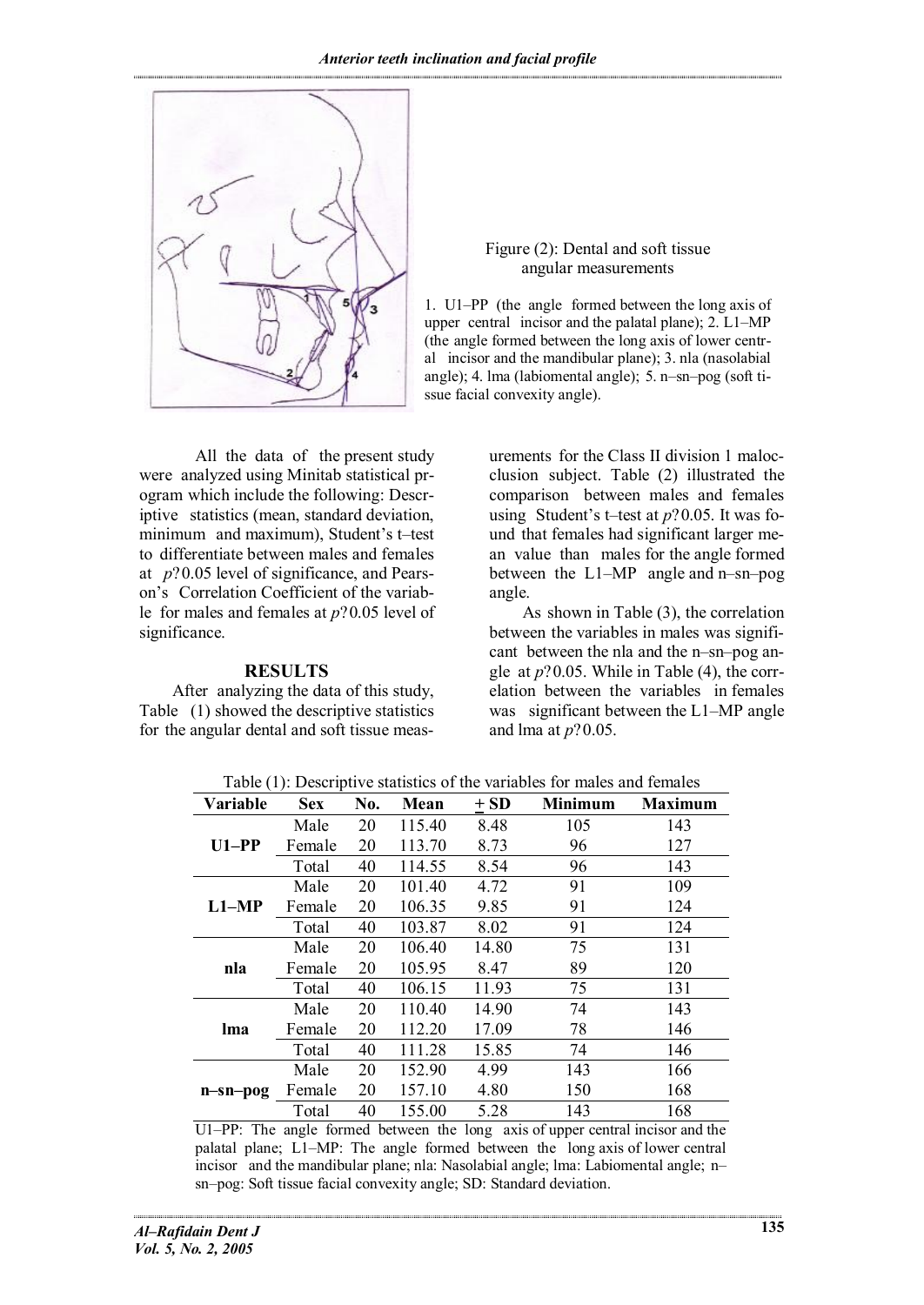Figure (2): Dental and soft tissue angular measurements

1. U1–PP (the angle formed between the long axis of upper central incisor and the palatal plane); 2. L1–MP (the angle formed between the long axis of lower central incisor and the mandibular plane); 3. nla (nasolabial angle); 4. lma (labiomental angle); 5. n–sn–pog (soft tissue facial convexity angle).

All the data of the present study were analyzed using Minitab statistical program which include the following: Descriptive statistics (mean, standard deviation, minimum and maximum), Student's t–test to differentiate between males and females at $p$?0.05 level of significance, and Pearson's Correlation Coefficient of the variable for males and females at $p$?0.05 level of significance.

## RESULTS

After analyzing the data of this study, Table (1) showed the descriptive statistics for the angular dental and soft tissue measurements for the Class II division 1 malocclusion subject. Table (2) illustrated the comparison between males and females using Student's t–test at $p$?0.05. It was found that females had significant larger mean value than males for the angle formed between the L1–MP angle and n–sn–pog angle.

As shown in Table (3), the correlation between the variables in males was significant between the nla and the n–sn–pog angle at $p$?0.05. While in Table (4), the correlation between the variables in females was significant between the L1–MP angle and lma at $p$?0.05.

Table (1): Descriptive statistics of the variables for males and females

| Variable | Sex | No. | Mean | ± SD | Minimum | Maximum |
|---|---|---|---|---|---|---|
| **U1–PP** | Male | 20 | 115.40 | 8.48 | 105 | 143 |
| | Female | 20 | 113.70 | 8.73 | 96 | 127 |
| | Total | 40 | 114.55 | 8.54 | 96 | 143 |
| **L1–MP** | Male | 20 | 101.40 | 4.72 | 91 | 109 |
| | Female | 20 | 106.35 | 9.85 | 91 | 124 |
| | Total | 40 | 103.87 | 8.02 | 91 | 124 |
| **nla** | Male | 20 | 106.40 | 14.80 | 75 | 131 |
| | Female | 20 | 105.95 | 8.47 | 89 | 120 |
| | Total | 40 | 106.15 | 11.93 | 75 | 131 |
| **lma** | Male | 20 | 110.40 | 14.90 | 74 | 143 |
| | Female | 20 | 112.20 | 17.09 | 78 | 146 |
| | Total | 40 | 111.28 | 15.85 | 74 | 146 |
| **n–sn–pog** | Male | 20 | 152.90 | 4.99 | 143 | 166 |
| | Female | 20 | 157.10 | 4.80 | 150 | 168 |
| | Total | 40 | 155.00 | 5.28 | 143 | 168 |

U1–PP: The angle formed between the long axis of upper central incisor and the palatal plane; L1–MP: The angle formed between the long axis of lower central incisor and the mandibular plane; nla: Nasolabial angle; lma: Labiomental angle; n–sn–pog: Soft tissue facial convexity angle; SD: Standard deviation.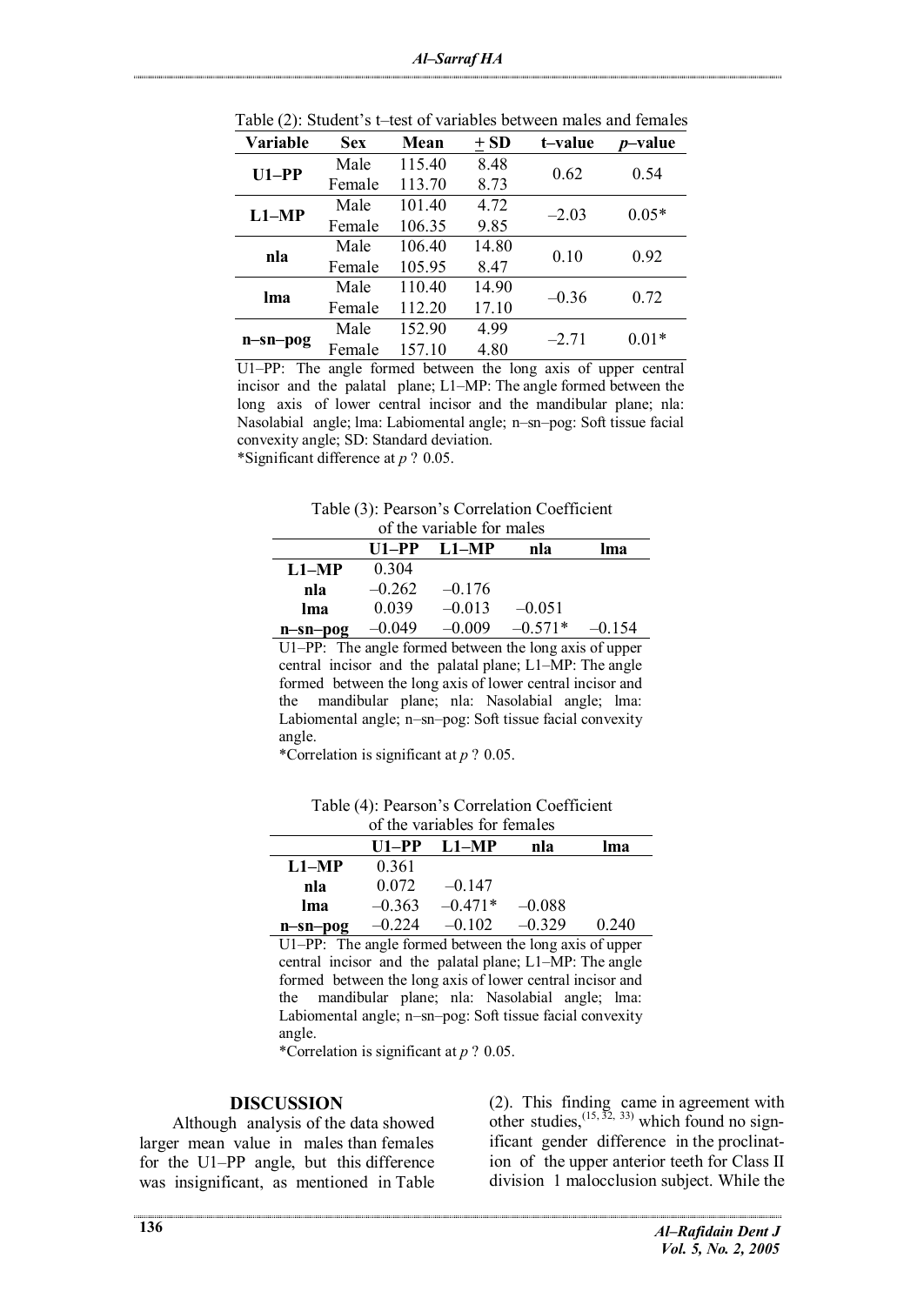Table (2): Student's t–test of variables between males and females

| Variable | Sex | Mean | ± SD | t–value | *p*–value |
|---|---|---|---|---|---|
| **U1–PP** | Male | 115.40 | 8.48 | 0.62 | 0.54 |
| | Female | 113.70 | 8.73 | | |
| **L1–MP** | Male | 101.40 | 4.72 | –2.03 | 0.05* |
| | Female | 106.35 | 9.85 | | |
| **nla** | Male | 106.40 | 14.80 | 0.10 | 0.92 |
| | Female | 105.95 | 8.47 | | |
| **lma** | Male | 110.40 | 14.90 | –0.36 | 0.72 |
| | Female | 112.20 | 17.10 | | |
| **n–sn–pog** | Male | 152.90 | 4.99 | –2.71 | 0.01* |
| | Female | 157.10 | 4.80 | | |

U1–PP: The angle formed between the long axis of upper central incisor and the palatal plane; L1–MP: The angle formed between the long axis of lower central incisor and the mandibular plane; nla: Nasolabial angle; lma: Labiomental angle; n–sn–pog: Soft tissue facial convexity angle; SD: Standard deviation.
*Significant difference at *p* ? 0.05.

Table (3): Pearson's Correlation Coefficient of the variable for males

| | U1–PP | L1–MP | nla | lma |
|---|---|---|---|---|
| **L1–MP** | 0.304 | | | |
| **nla** | –0.262 | –0.176 | | |
| **lma** | 0.039 | –0.013 | –0.051 | |
| **n–sn–pog** | –0.049 | –0.009 | –0.571* | –0.154 |

U1–PP: The angle formed between the long axis of upper central incisor and the palatal plane; L1–MP: The angle formed between the long axis of lower central incisor and the mandibular plane; nla: Nasolabial angle; lma: Labiomental angle; n–sn–pog: Soft tissue facial convexity angle.
*Correlation is significant at *p* ? 0.05.

Table (4): Pearson's Correlation Coefficient of the variables for females

| | U1–PP | L1–MP | nla | lma |
|---|---|---|---|---|
| **L1–MP** | 0.361 | | | |
| **nla** | 0.072 | –0.147 | | |
| **lma** | –0.363 | –0.471* | –0.088 | |
| **n–sn–pog** | –0.224 | –0.102 | –0.329 | 0.240 |

U1–PP: The angle formed between the long axis of upper central incisor and the palatal plane; L1–MP: The angle formed between the long axis of lower central incisor and the mandibular plane; nla: Nasolabial angle; lma: Labiomental angle; n–sn–pog: Soft tissue facial convexity angle.
*Correlation is significant at *p* ? 0.05.

## DISCUSSION

Although analysis of the data showed larger mean value in males than females for the U1–PP angle, but this difference was insignificant, as mentioned in Table (2). This finding came in agreement with other studies,[15, 32, 33] which found no significant gender difference in the proclination of the upper anterior teeth for Class II division 1 malocclusion subject. While the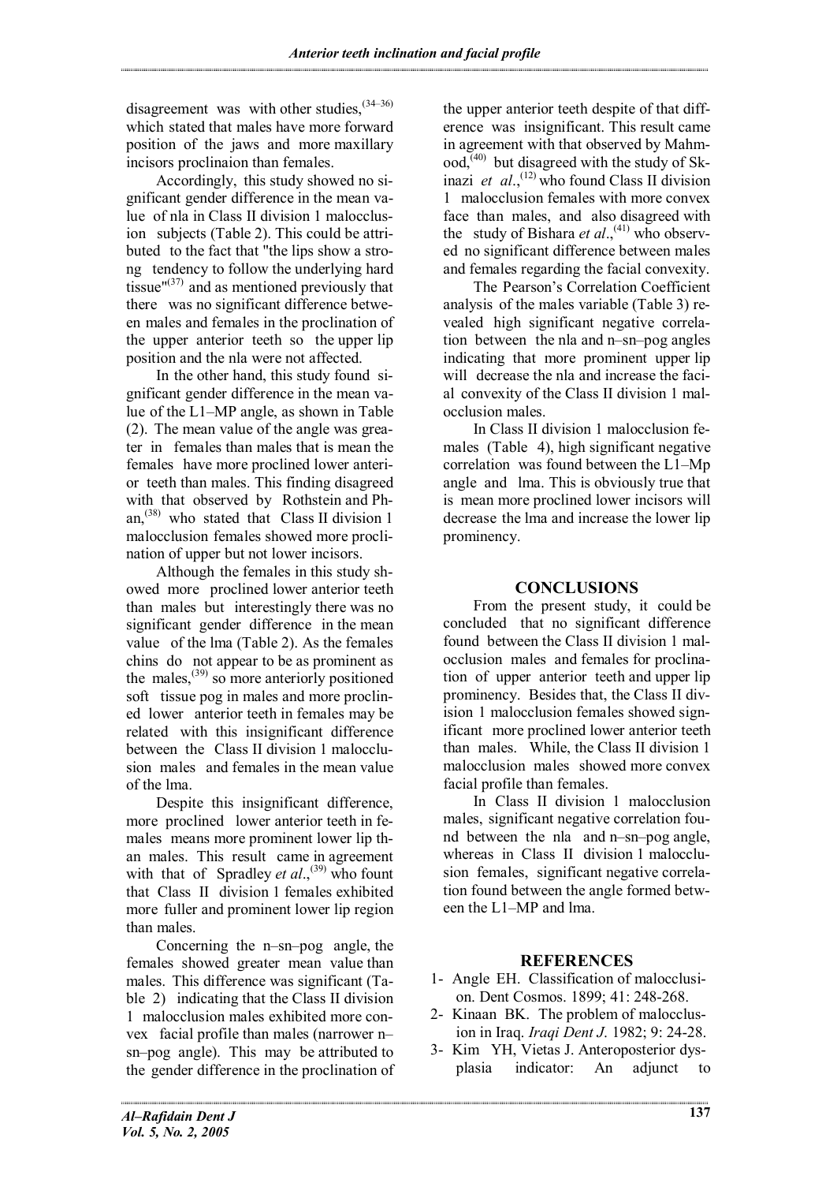disagreement was with other studies,[34–36] which stated that males have more forward position of the jaws and more maxillary incisors proclinaion than females.

Accordingly, this study showed no significant gender difference in the mean value of nla in Class II division 1 malocclusion subjects (Table 2). This could be attributed to the fact that "the lips show a strong tendency to follow the underlying hard tissue"[37] and as mentioned previously that there was no significant difference between males and females in the proclination of the upper anterior teeth so the upper lip position and the nla were not affected.

In the other hand, this study found significant gender difference in the mean value of the L1–MP angle, as shown in Table (2). The mean value of the angle was greater in females than males that is mean the females have more proclined lower anterior teeth than males. This finding disagreed with that observed by Rothstein and Phan,[38] who stated that Class II division 1 malocclusion females showed more proclination of upper but not lower incisors.

Although the females in this study showed more proclined lower anterior teeth than males but interestingly there was no significant gender difference in the mean value of the lma (Table 2). As the females chins do not appear to be as prominent as the males,[39] so more anteriorly positioned soft tissue pog in males and more proclined lower anterior teeth in females may be related with this insignificant difference between the Class II division 1 malocclusion males and females in the mean value of the lma.

Despite this insignificant difference, more proclined lower anterior teeth in females means more prominent lower lip than males. This result came in agreement with that of Spradley *et al*.,[39] who fount that Class II division 1 females exhibited more fuller and prominent lower lip region than males.

Concerning the n–sn–pog angle, the females showed greater mean value than males. This difference was significant (Table 2) indicating that the Class II division 1 malocclusion males exhibited more convex facial profile than males (narrower n–sn–pog angle). This may be attributed to the gender difference in the proclination of the upper anterior teeth despite of that difference was insignificant. This result came in agreement with that observed by Mahmood,[40] but disagreed with the study of Skinazi *et al*.,[12] who found Class II division 1 malocclusion females with more convex face than males, and also disagreed with the study of Bishara *et al*.,[41] who observed no significant difference between males and females regarding the facial convexity.

The Pearson's Correlation Coefficient analysis of the males variable (Table 3) revealed high significant negative correlation between the nla and n–sn–pog angles indicating that more prominent upper lip will decrease the nla and increase the facial convexity of the Class II division 1 malocclusion males.

In Class II division 1 malocclusion females (Table 4), high significant negative correlation was found between the L1–Mp angle and lma. This is obviously true that is mean more proclined lower incisors will decrease the lma and increase the lower lip prominency.

## CONCLUSIONS

From the present study, it could be concluded that no significant difference found between the Class II division 1 malocclusion males and females for proclination of upper anterior teeth and upper lip prominency. Besides that, the Class II division 1 malocclusion females showed significant more proclined lower anterior teeth than males. While, the Class II division 1 malocclusion males showed more convex facial profile than females.

In Class II division 1 malocclusion males, significant negative correlation found between the nla and n–sn–pog angle, whereas in Class II division 1 malocclusion females, significant negative correlation found between the angle formed between the L1–MP and lma.

## REFERENCES

1- Angle EH. Classification of malocclusion. Dent Cosmos. 1899; 41: 248-268.

2- Kinaan BK. The problem of malocclusion in Iraq. *Iraqi Dent J.* 1982; 9: 24-28.

3- Kim YH, Vietas J. Anteroposterior dysplasia indicator: An adjunct to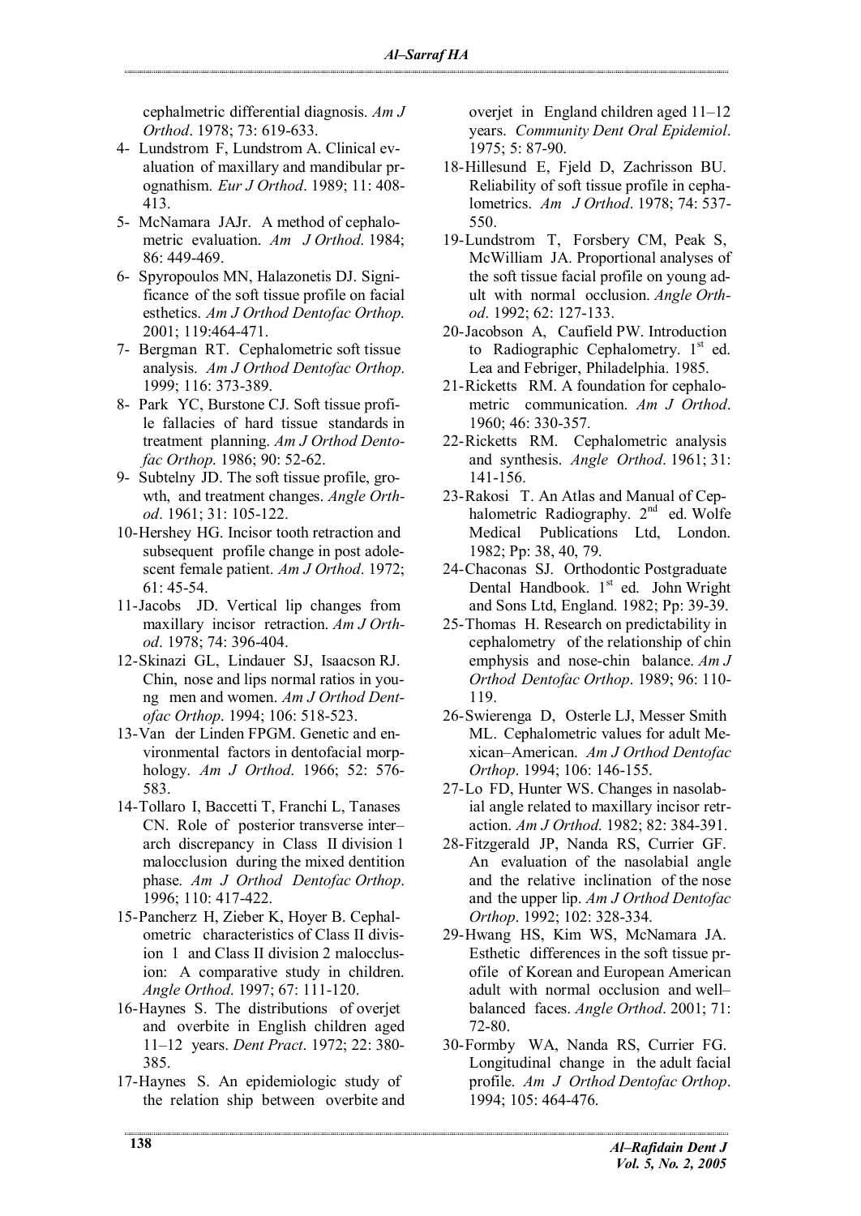cephalmetric differential diagnosis. *Am J Orthod*. 1978; 73: 619-633.

4- Lundstrom F, Lundstrom A. Clinical evaluation of maxillary and mandibular prognathism. *Eur J Orthod*. 1989; 11: 408-413.

5- McNamara JAJr. A method of cephalometric evaluation. *Am J Orthod*. 1984; 86: 449-469.

6- Spyropoulos MN, Halazonetis DJ. Significance of the soft tissue profile on facial esthetics. *Am J Orthod Dentofac Orthop*. 2001; 119:464-471.

7- Bergman RT. Cephalometric soft tissue analysis. *Am J Orthod Dentofac Orthop*. 1999; 116: 373-389.

8- Park YC, Burstone CJ. Soft tissue profile fallacies of hard tissue standards in treatment planning. *Am J Orthod Dentofac Orthop*. 1986; 90: 52-62.

9- Subtelny JD. The soft tissue profile, growth, and treatment changes. *Angle Orthod*. 1961; 31: 105-122.

10-Hershey HG. Incisor tooth retraction and subsequent profile change in post adolescent female patient. *Am J Orthod*. 1972; 61: 45-54.

11-Jacobs JD. Vertical lip changes from maxillary incisor retraction. *Am J Orthod*. 1978; 74: 396-404.

12-Skinazi GL, Lindauer SJ, Isaacson RJ. Chin, nose and lips normal ratios in young men and women. *Am J Orthod Dentofac Orthop*. 1994; 106: 518-523.

13-Van der Linden FPGM. Genetic and environmental factors in dentofacial morphology. *Am J Orthod*. 1966; 52: 576-583.

14-Tollaro I, Baccetti T, Franchi L, Tanases CN. Role of posterior transverse inter–arch discrepancy in Class II division 1 malocclusion during the mixed dentition phase. *Am J Orthod Dentofac Orthop*. 1996; 110: 417-422.

15-Pancherz H, Zieber K, Hoyer B. Cephalometric characteristics of Class II division 1 and Class II division 2 malocclusion: A comparative study in children. *Angle Orthod*. 1997; 67: 111-120.

16-Haynes S. The distributions of overjet and overbite in English children aged 11–12 years. *Dent Pract*. 1972; 22: 380-385.

17-Haynes S. An epidemiologic study of the relation ship between overbite and overjet in England children aged 11–12 years. *Community Dent Oral Epidemiol*. 1975; 5: 87-90.

18-Hillesund E, Fjeld D, Zachrisson BU. Reliability of soft tissue profile in cephalometrics. *Am J Orthod*. 1978; 74: 537-550.

19-Lundstrom T, Forsbery CM, Peak S, McWilliam JA. Proportional analyses of the soft tissue facial profile on young adult with normal occlusion. *Angle Orthod*. 1992; 62: 127-133.

20-Jacobson A, Caufield PW. Introduction to Radiographic Cephalometry. 1st ed. Lea and Febriger, Philadelphia. 1985.

21-Ricketts RM. A foundation for cephalometric communication. *Am J Orthod*. 1960; 46: 330-357.

22-Ricketts RM. Cephalometric analysis and synthesis. *Angle Orthod*. 1961; 31: 141-156.

23-Rakosi T. An Atlas and Manual of Cephalometric Radiography. 2nd ed. Wolfe Medical Publications Ltd, London. 1982; Pp: 38, 40, 79.

24-Chaconas SJ. Orthodontic Postgraduate Dental Handbook. 1st ed. John Wright and Sons Ltd, England. 1982; Pp: 39-39.

25-Thomas H. Research on predictability in cephalometry of the relationship of chin emphysis and nose-chin balance. *Am J Orthod Dentofac Orthop*. 1989; 96: 110-119.

26-Swierenga D, Osterle LJ, Messer Smith ML. Cephalometric values for adult Mexican–American. *Am J Orthod Dentofac Orthop*. 1994; 106: 146-155.

27-Lo FD, Hunter WS. Changes in nasolabial angle related to maxillary incisor retraction. *Am J Orthod*. 1982; 82: 384-391.

28-Fitzgerald JP, Nanda RS, Currier GF. An evaluation of the nasolabial angle and the relative inclination of the nose and the upper lip. *Am J Orthod Dentofac Orthop*. 1992; 102: 328-334.

29-Hwang HS, Kim WS, McNamara JA. Esthetic differences in the soft tissue profile of Korean and European American adult with normal occlusion and well–balanced faces. *Angle Orthod*. 2001; 71: 72-80.

30-Formby WA, Nanda RS, Currier FG. Longitudinal change in the adult facial profile. *Am J Orthod Dentofac Orthop*. 1994; 105: 464-476.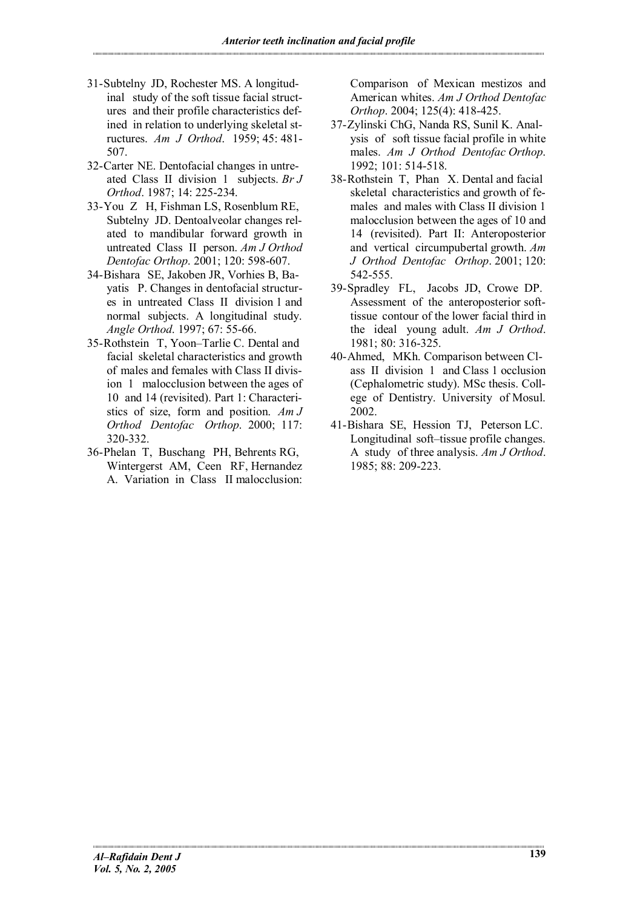31-Subtelny JD, Rochester MS. A longitudinal study of the soft tissue facial structures and their profile characteristics defined in relation to underlying skeletal structures. *Am J Orthod*. 1959; 45: 481-507.

32-Carter NE. Dentofacial changes in untreated Class II division 1 subjects. *Br J Orthod*. 1987; 14: 225-234.

33-You Z H, Fishman LS, Rosenblum RE, Subtelny JD. Dentoalveolar changes related to mandibular forward growth in untreated Class II person. *Am J Orthod Dentofac Orthop*. 2001; 120: 598-607.

34-Bishara SE, Jakoben JR, Vorhies B, Bayatis P. Changes in dentofacial structures in untreated Class II division l and normal subjects. A longitudinal study. *Angle Orthod*. 1997; 67: 55-66.

35-Rothstein T, Yoon–Tarlie C. Dental and facial skeletal characteristics and growth of males and females with Class II division 1 malocclusion between the ages of 10 and 14 (revisited). Part 1: Characteristics of size, form and position. *Am J Orthod Dentofac Orthop*. 2000; 117: 320-332.

36-Phelan T, Buschang PH, Behrents RG, Wintergerst AM, Ceen RF, Hernandez A. Variation in Class II malocclusion: Comparison of Mexican mestizos and American whites. *Am J Orthod Dentofac Orthop*. 2004; 125(4): 418-425.

37-Zylinski ChG, Nanda RS, Sunil K. Analysis of soft tissue facial profile in white males. *Am J Orthod Dentofac Orthop*. 1992; 101: 514-518.

38-Rothstein T, Phan X. Dental and facial skeletal characteristics and growth of females and males with Class II division 1 malocclusion between the ages of 10 and 14 (revisited). Part II: Anteroposterior and vertical circumpubertal growth. *Am J Orthod Dentofac Orthop*. 2001; 120: 542-555.

39-Spradley FL, Jacobs JD, Crowe DP. Assessment of the anteroposterior soft-tissue contour of the lower facial third in the ideal young adult. *Am J Orthod*. 1981; 80: 316-325.

40-Ahmed, MKh. Comparison between Class II division 1 and Class l occlusion (Cephalometric study). MSc thesis. College of Dentistry. University of Mosul. 2002.

41-Bishara SE, Hession TJ, Peterson LC. Longitudinal soft–tissue profile changes. A study of three analysis. *Am J Orthod*. 1985; 88: 209-223.